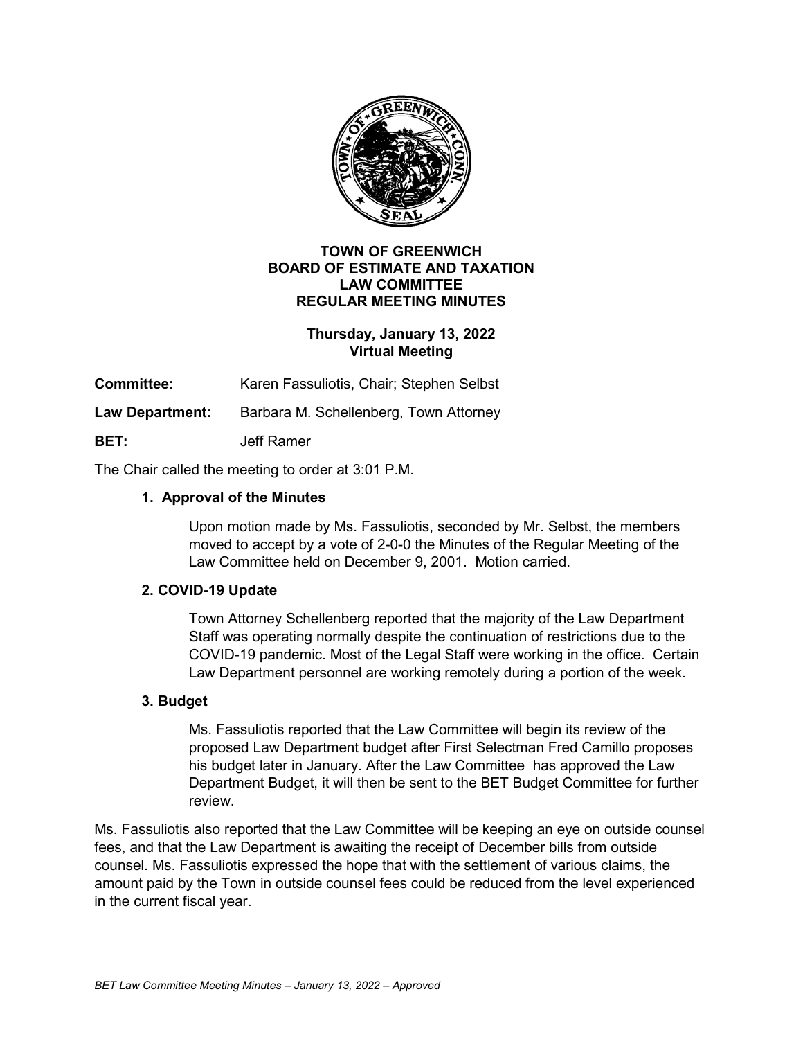# TOWN OF GREENWICH
## BOARD OF ESTIMATE AND TAXATION
## LAW COMMITTEE
## REGULAR MEETING MINUTES

**Thursday, January 13, 2022**
**Virtual Meeting**

**Committee:** Karen Fassuliotis, Chair; Stephen Selbst

**Law Department:** Barbara M. Schellenberg, Town Attorney

**BET:** Jeff Ramer

The Chair called the meeting to order at 3:01 P.M.

### 1. Approval of the Minutes

Upon motion made by Ms. Fassuliotis, seconded by Mr. Selbst, the members moved to accept by a vote of 2-0-0 the Minutes of the Regular Meeting of the Law Committee held on December 9, 2001. Motion carried.

### 2. COVID-19 Update

Town Attorney Schellenberg reported that the majority of the Law Department Staff was operating normally despite the continuation of restrictions due to the COVID-19 pandemic. Most of the Legal Staff were working in the office. Certain Law Department personnel are working remotely during a portion of the week.

### 3. Budget

Ms. Fassuliotis reported that the Law Committee will begin its review of the proposed Law Department budget after First Selectman Fred Camillo proposes his budget later in January. After the Law Committee has approved the Law Department Budget, it will then be sent to the BET Budget Committee for further review.

Ms. Fassuliotis also reported that the Law Committee will be keeping an eye on outside counsel fees, and that the Law Department is awaiting the receipt of December bills from outside counsel. Ms. Fassuliotis expressed the hope that with the settlement of various claims, the amount paid by the Town in outside counsel fees could be reduced from the level experienced in the current fiscal year.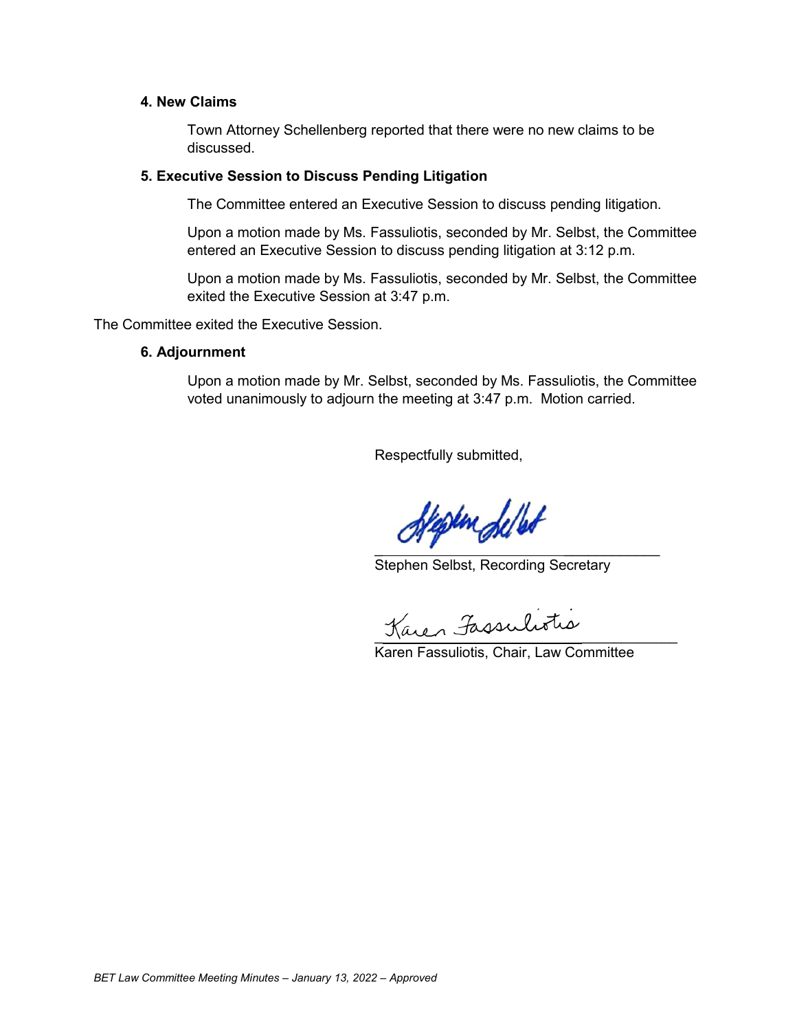**4. New Claims**

Town Attorney Schellenberg reported that there were no new claims to be discussed.

**5. Executive Session to Discuss Pending Litigation**

The Committee entered an Executive Session to discuss pending litigation.

Upon a motion made by Ms. Fassuliotis, seconded by Mr. Selbst, the Committee entered an Executive Session to discuss pending litigation at 3:12 p.m.

Upon a motion made by Ms. Fassuliotis, seconded by Mr. Selbst, the Committee exited the Executive Session at 3:47 p.m.

The Committee exited the Executive Session.

**6. Adjournment**

Upon a motion made by Mr. Selbst, seconded by Ms. Fassuliotis, the Committee voted unanimously to adjourn the meeting at 3:47 p.m. Motion carried.

Respectfully submitted,

Stephen Selbst, Recording Secretary

Karen Fassuliotis, Chair, Law Committee